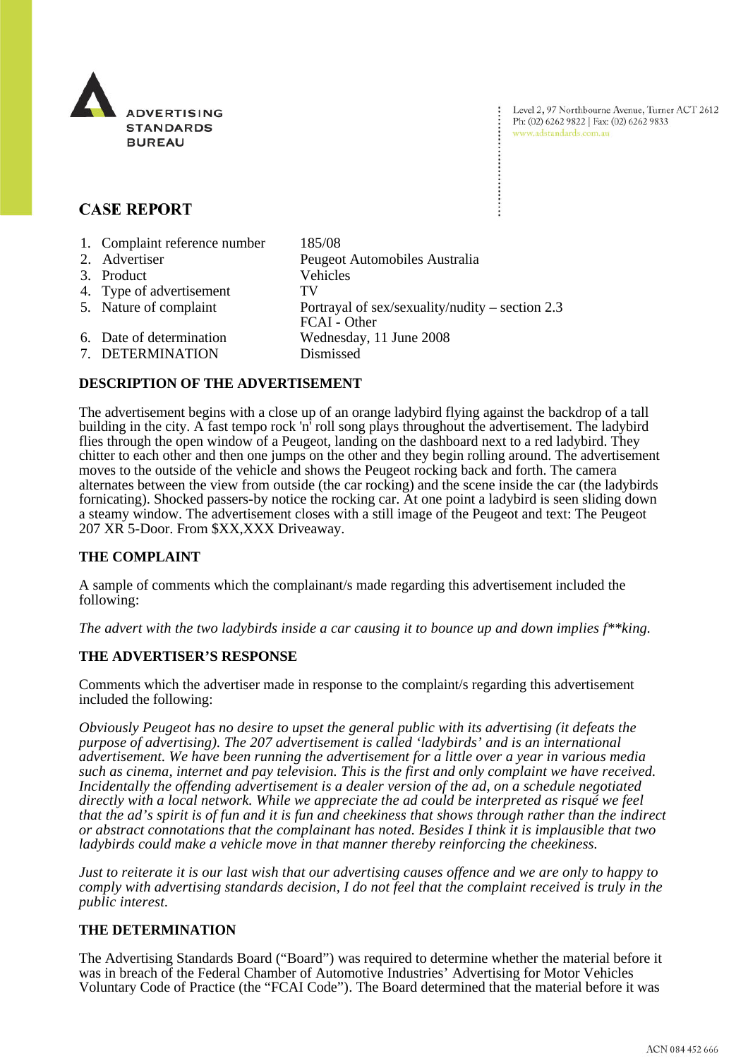ADVERTISING STANDARDS BUREAU

Level 2, 97 Northbourne Avenue, Turner ACT 2612
Ph: (02) 6262 9822 | Fax: (02) 6262 9833
www.adstandards.com.au

# CASE REPORT

| | |
|---|---|
| 1. Complaint reference number | 185/08 |
| 2. Advertiser | Peugeot Automobiles Australia |
| 3. Product | Vehicles |
| 4. Type of advertisement | TV |
| 5. Nature of complaint | Portrayal of sex/sexuality/nudity – section 2.3<br>FCAI - Other |
| 6. Date of determination | Wednesday, 11 June 2008 |
| 7. DETERMINATION | Dismissed |

## DESCRIPTION OF THE ADVERTISEMENT

The advertisement begins with a close up of an orange ladybird flying against the backdrop of a tall building in the city. A fast tempo rock 'n' roll song plays throughout the advertisement. The ladybird flies through the open window of a Peugeot, landing on the dashboard next to a red ladybird. They chitter to each other and then one jumps on the other and they begin rolling around. The advertisement moves to the outside of the vehicle and shows the Peugeot rocking back and forth. The camera alternates between the view from outside (the car rocking) and the scene inside the car (the ladybirds fornicating). Shocked passers-by notice the rocking car. At one point a ladybird is seen sliding down a steamy window. The advertisement closes with a still image of the Peugeot and text: The Peugeot 207 XR 5-Door. From $XX,XXX Driveaway.

## THE COMPLAINT

A sample of comments which the complainant/s made regarding this advertisement included the following:

*The advert with the two ladybirds inside a car causing it to bounce up and down implies f**king.*

## THE ADVERTISER'S RESPONSE

Comments which the advertiser made in response to the complaint/s regarding this advertisement included the following:

*Obviously Peugeot has no desire to upset the general public with its advertising (it defeats the purpose of advertising). The 207 advertisement is called 'ladybirds' and is an international advertisement. We have been running the advertisement for a little over a year in various media such as cinema, internet and pay television. This is the first and only complaint we have received. Incidentally the offending advertisement is a dealer version of the ad, on a schedule negotiated directly with a local network. While we appreciate the ad could be interpreted as risqué we feel that the ad's spirit is of fun and it is fun and cheekiness that shows through rather than the indirect or abstract connotations that the complainant has noted. Besides I think it is implausible that two ladybirds could make a vehicle move in that manner thereby reinforcing the cheekiness.*

*Just to reiterate it is our last wish that our advertising causes offence and we are only to happy to comply with advertising standards decision, I do not feel that the complaint received is truly in the public interest.*

## THE DETERMINATION

The Advertising Standards Board ("Board") was required to determine whether the material before it was in breach of the Federal Chamber of Automotive Industries' Advertising for Motor Vehicles Voluntary Code of Practice (the "FCAI Code"). The Board determined that the material before it was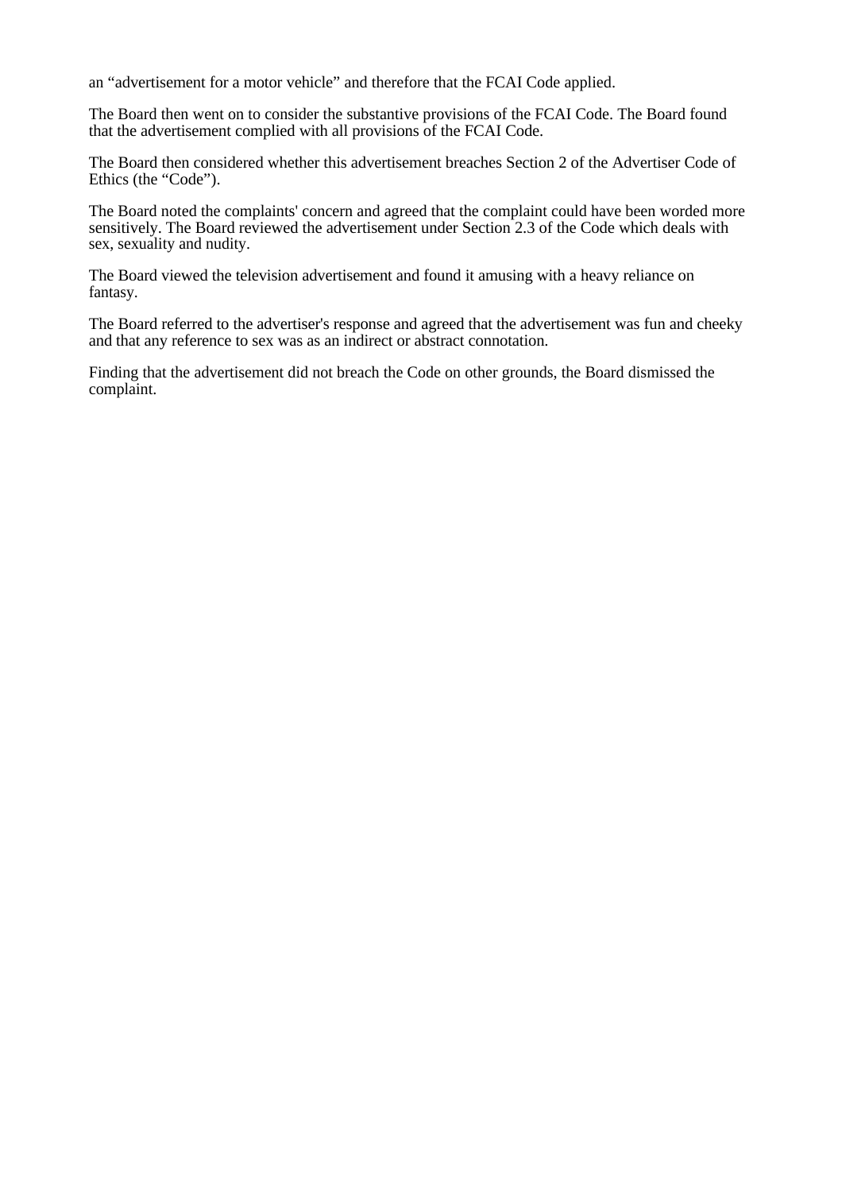an “advertisement for a motor vehicle” and therefore that the FCAI Code applied.

The Board then went on to consider the substantive provisions of the FCAI Code. The Board found that the advertisement complied with all provisions of the FCAI Code.

The Board then considered whether this advertisement breaches Section 2 of the Advertiser Code of Ethics (the “Code”).

The Board noted the complaints' concern and agreed that the complaint could have been worded more sensitively. The Board reviewed the advertisement under Section 2.3 of the Code which deals with sex, sexuality and nudity.

The Board viewed the television advertisement and found it amusing with a heavy reliance on fantasy.

The Board referred to the advertiser's response and agreed that the advertisement was fun and cheeky and that any reference to sex was as an indirect or abstract connotation.

Finding that the advertisement did not breach the Code on other grounds, the Board dismissed the complaint.